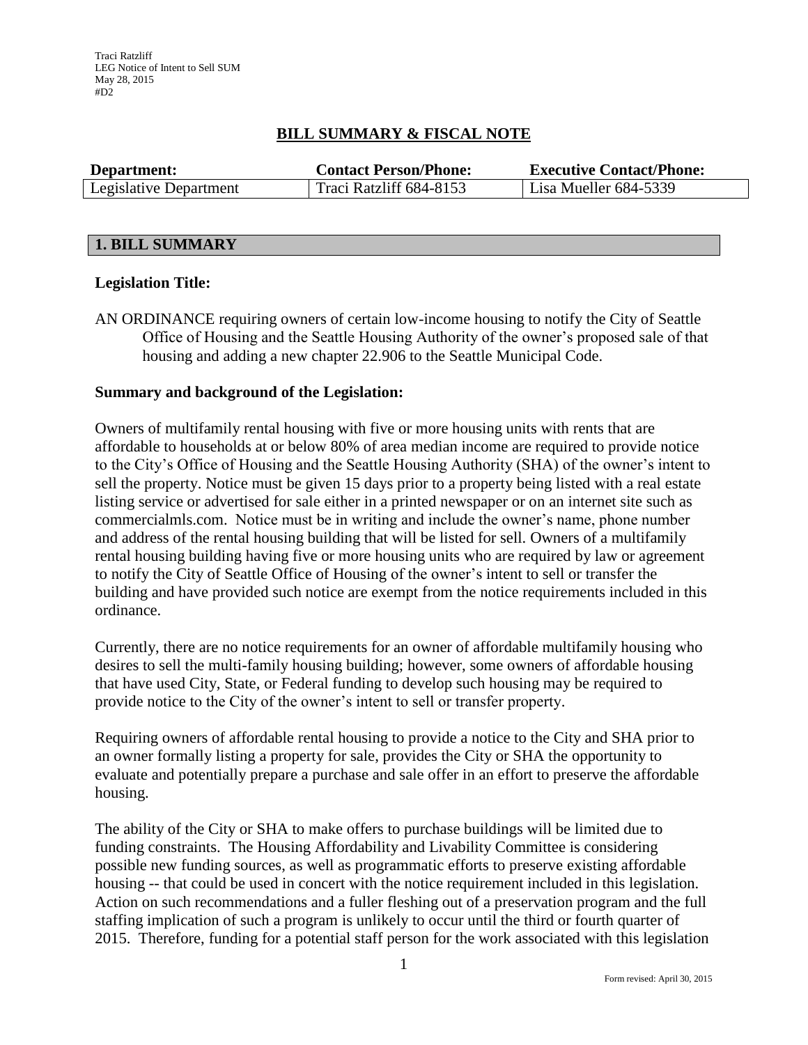Traci Ratzliff
LEG Notice of Intent to Sell SUM
May 28, 2015
#D2

# BILL SUMMARY & FISCAL NOTE

| Department: | Contact Person/Phone: | Executive Contact/Phone: |
|---|---|---|
| Legislative Department | Traci Ratzliff 684-8153 | Lisa Mueller 684-5339 |

## 1. BILL SUMMARY

**Legislation Title:**

AN ORDINANCE requiring owners of certain low-income housing to notify the City of Seattle Office of Housing and the Seattle Housing Authority of the owner's proposed sale of that housing and adding a new chapter 22.906 to the Seattle Municipal Code.

**Summary and background of the Legislation:**

Owners of multifamily rental housing with five or more housing units with rents that are affordable to households at or below 80% of area median income are required to provide notice to the City's Office of Housing and the Seattle Housing Authority (SHA) of the owner's intent to sell the property. Notice must be given 15 days prior to a property being listed with a real estate listing service or advertised for sale either in a printed newspaper or on an internet site such as commercialmls.com. Notice must be in writing and include the owner's name, phone number and address of the rental housing building that will be listed for sell. Owners of a multifamily rental housing building having five or more housing units who are required by law or agreement to notify the City of Seattle Office of Housing of the owner's intent to sell or transfer the building and have provided such notice are exempt from the notice requirements included in this ordinance.

Currently, there are no notice requirements for an owner of affordable multifamily housing who desires to sell the multi-family housing building; however, some owners of affordable housing that have used City, State, or Federal funding to develop such housing may be required to provide notice to the City of the owner's intent to sell or transfer property.

Requiring owners of affordable rental housing to provide a notice to the City and SHA prior to an owner formally listing a property for sale, provides the City or SHA the opportunity to evaluate and potentially prepare a purchase and sale offer in an effort to preserve the affordable housing.

The ability of the City or SHA to make offers to purchase buildings will be limited due to funding constraints. The Housing Affordability and Livability Committee is considering possible new funding sources, as well as programmatic efforts to preserve existing affordable housing -- that could be used in concert with the notice requirement included in this legislation. Action on such recommendations and a fuller fleshing out of a preservation program and the full staffing implication of such a program is unlikely to occur until the third or fourth quarter of 2015. Therefore, funding for a potential staff person for the work associated with this legislation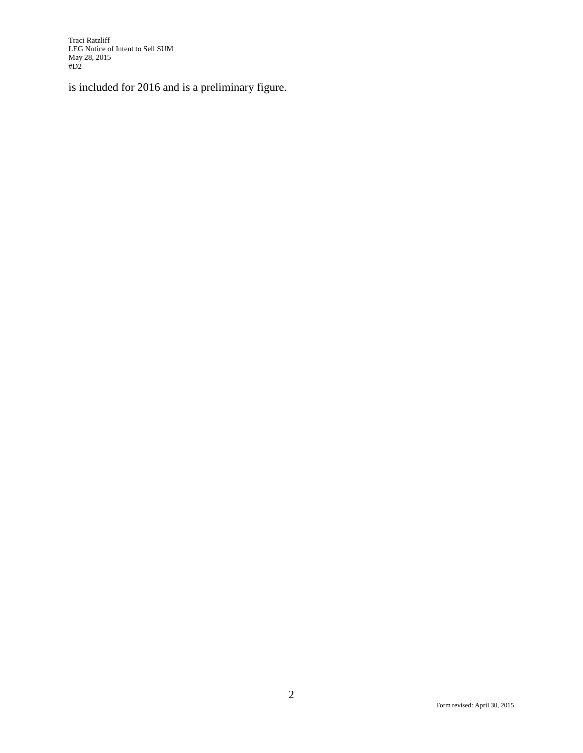is included for 2016 and is a preliminary figure.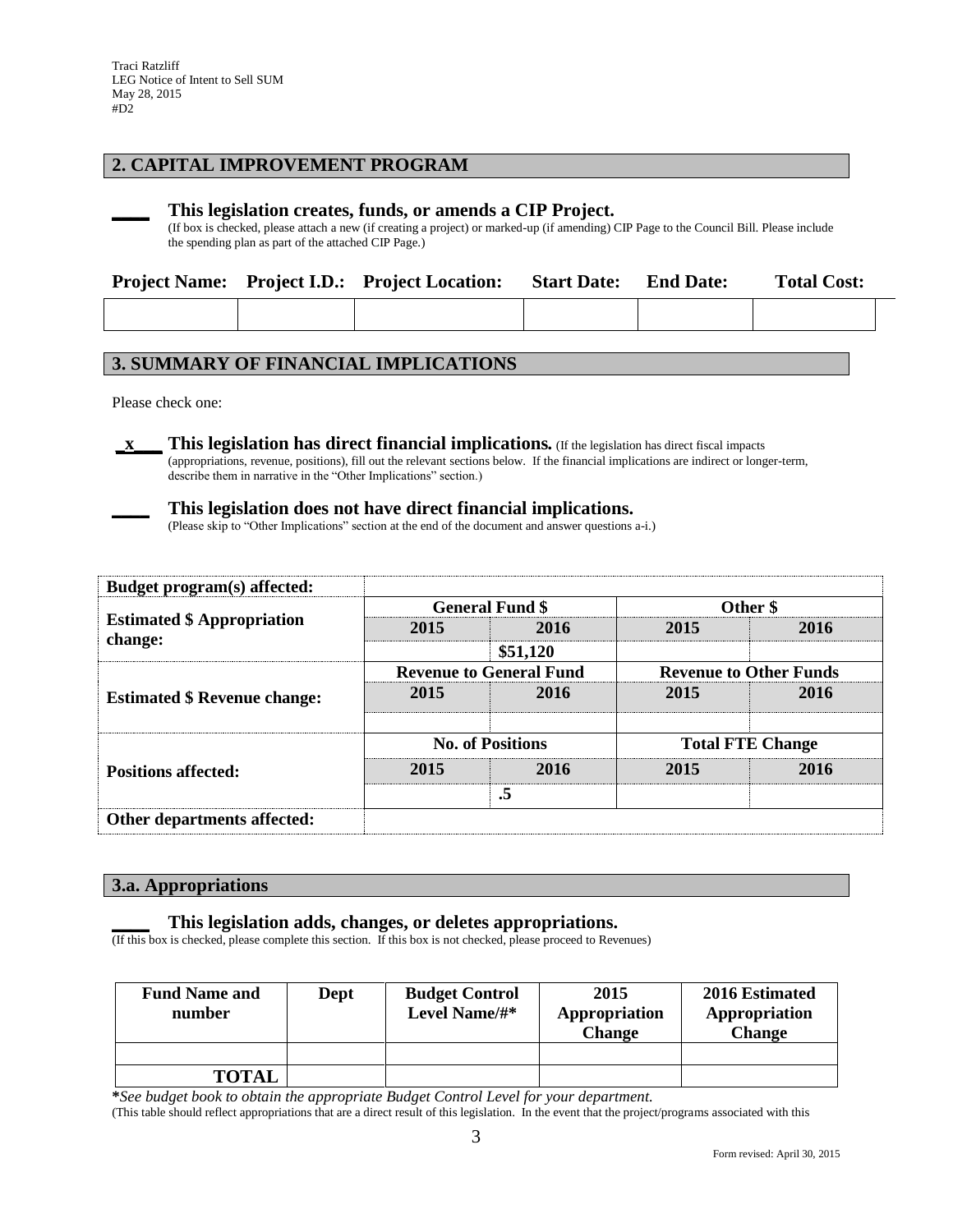Traci Ratzliff
LEG Notice of Intent to Sell SUM
May 28, 2015
#D2

## 2. CAPITAL IMPROVEMENT PROGRAM

____ **This legislation creates, funds, or amends a CIP Project.**
(If box is checked, please attach a new (if creating a project) or marked-up (if amending) CIP Page to the Council Bill. Please include the spending plan as part of the attached CIP Page.)

| Project Name: | Project I.D.: | Project Location: | Start Date: | End Date: | Total Cost: |
|---|---|---|---|---|---|
| | | | | | |

## 3. SUMMARY OF FINANCIAL IMPLICATIONS

Please check one:

_x___ **This legislation has direct financial implications.** (If the legislation has direct fiscal impacts (appropriations, revenue, positions), fill out the relevant sections below. If the financial implications are indirect or longer-term, describe them in narrative in the "Other Implications" section.)

____ **This legislation does not have direct financial implications.**
(Please skip to "Other Implications" section at the end of the document and answer questions a-i.)

| | | | | |
|---|---|---|---|---|
| **Budget program(s) affected:** | | | | |
| **Estimated $ Appropriation change:** | **General Fund $** | | **Other $** | |
| | **2015** | **2016** | **2015** | **2016** |
| | | **$51,120** | | |
| **Estimated $ Revenue change:** | **Revenue to General Fund** | | **Revenue to Other Funds** | |
| | **2015** | **2016** | **2015** | **2016** |
| | | | | |
| **Positions affected:** | **No. of Positions** | | **Total FTE Change** | |
| | **2015** | **2016** | **2015** | **2016** |
| | | **.5** | | |
| **Other departments affected:** | | | | |

## 3.a. Appropriations

____ **This legislation adds, changes, or deletes appropriations.**
(If this box is checked, please complete this section. If this box is not checked, please proceed to Revenues)

| Fund Name and number | Dept | Budget Control Level Name/#* | 2015 Appropriation Change | 2016 Estimated Appropriation Change |
|---|---|---|---|---|
| | | | | |
| **TOTAL** | | | | |

***See budget book to obtain the appropriate Budget Control Level for your department.***

(This table should reflect appropriations that are a direct result of this legislation. In the event that the project/programs associated with this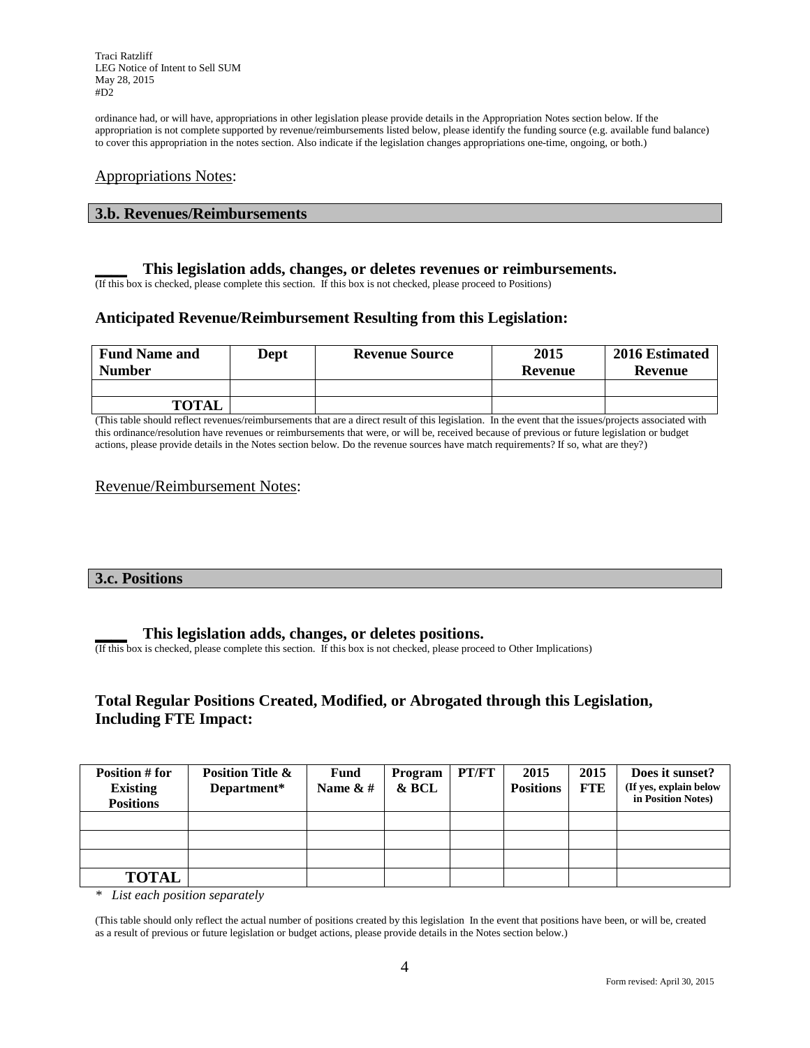ordinance had, or will have, appropriations in other legislation please provide details in the Appropriation Notes section below. If the appropriation is not complete supported by revenue/reimbursements listed below, please identify the funding source (e.g. available fund balance) to cover this appropriation in the notes section. Also indicate if the legislation changes appropriations one-time, ongoing, or both.)

Appropriations Notes:

## 3.b. Revenues/Reimbursements

**____ This legislation adds, changes, or deletes revenues or reimbursements.**
(If this box is checked, please complete this section. If this box is not checked, please proceed to Positions)

### Anticipated Revenue/Reimbursement Resulting from this Legislation:

| Fund Name and Number | Dept | Revenue Source | 2015 Revenue | 2016 Estimated Revenue |
|---|---|---|---|---|
| | | | | |
| TOTAL | | | | |

(This table should reflect revenues/reimbursements that are a direct result of this legislation. In the event that the issues/projects associated with this ordinance/resolution have revenues or reimbursements that were, or will be, received because of previous or future legislation or budget actions, please provide details in the Notes section below. Do the revenue sources have match requirements? If so, what are they?)

Revenue/Reimbursement Notes:

## 3.c. Positions

**____ This legislation adds, changes, or deletes positions.**
(If this box is checked, please complete this section. If this box is not checked, please proceed to Other Implications)

### Total Regular Positions Created, Modified, or Abrogated through this Legislation, Including FTE Impact:

| Position # for Existing Positions | Position Title & Department* | Fund Name & # | Program & BCL | PT/FT | 2015 Positions | 2015 FTE | Does it sunset? (If yes, explain below in Position Notes) |
|---|---|---|---|---|---|---|---|
| | | | | | | | |
| | | | | | | | |
| | | | | | | | |
| TOTAL | | | | | | | |

* *List each position separately*

(This table should only reflect the actual number of positions created by this legislation In the event that positions have been, or will be, created as a result of previous or future legislation or budget actions, please provide details in the Notes section below.)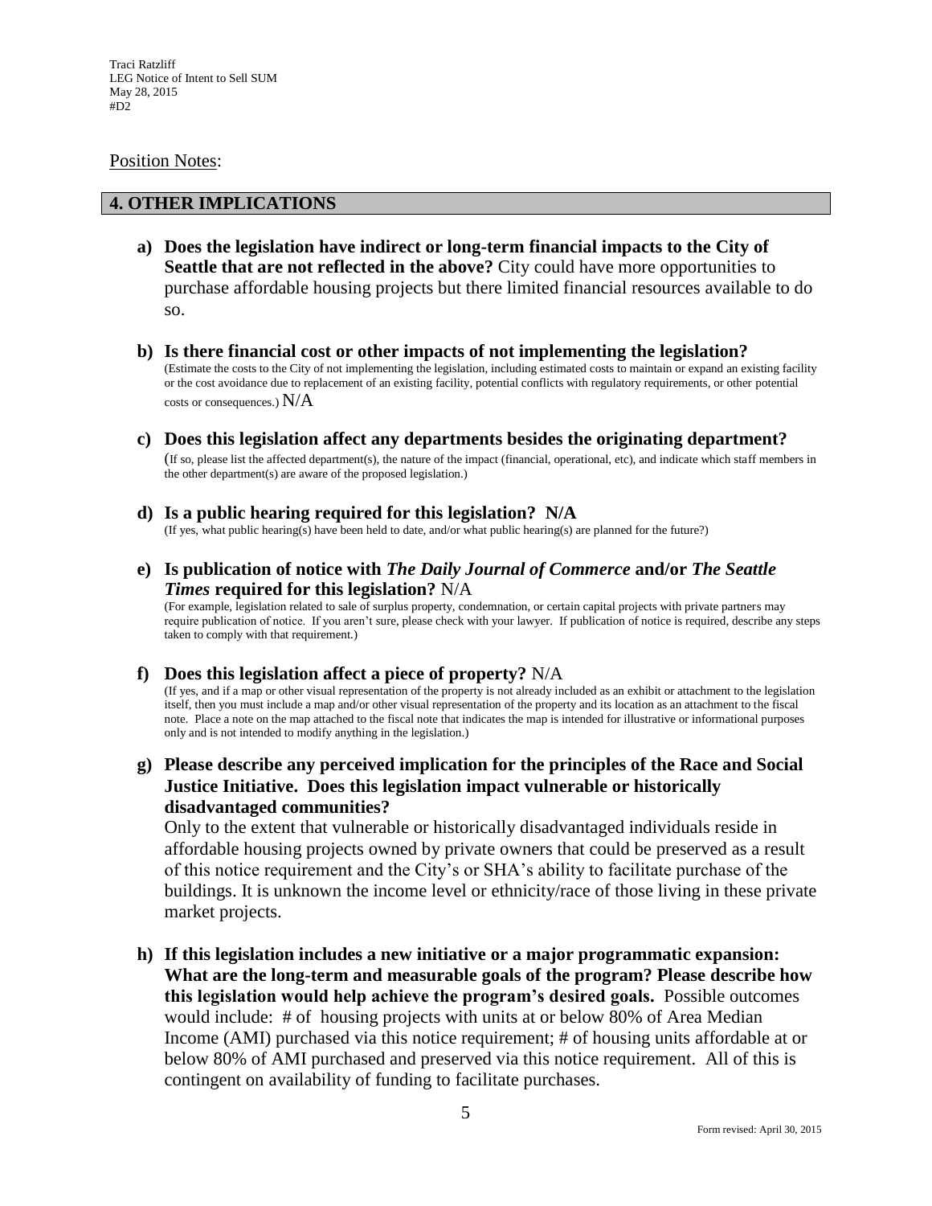Position Notes:

## 4. OTHER IMPLICATIONS

**a) Does the legislation have indirect or long-term financial impacts to the City of Seattle that are not reflected in the above?** City could have more opportunities to purchase affordable housing projects but there limited financial resources available to do so.

**b) Is there financial cost or other impacts of not implementing the legislation?**
(Estimate the costs to the City of not implementing the legislation, including estimated costs to maintain or expand an existing facility or the cost avoidance due to replacement of an existing facility, potential conflicts with regulatory requirements, or other potential costs or consequences.) N/A

**c) Does this legislation affect any departments besides the originating department?**
(If so, please list the affected department(s), the nature of the impact (financial, operational, etc), and indicate which staff members in the other department(s) are aware of the proposed legislation.)

**d) Is a public hearing required for this legislation? N/A**
(If yes, what public hearing(s) have been held to date, and/or what public hearing(s) are planned for the future?)

**e) Is publication of notice with *The Daily Journal of Commerce* and/or *The Seattle Times* required for this legislation?** N/A
(For example, legislation related to sale of surplus property, condemnation, or certain capital projects with private partners may require publication of notice. If you aren't sure, please check with your lawyer. If publication of notice is required, describe any steps taken to comply with that requirement.)

**f) Does this legislation affect a piece of property?** N/A
(If yes, and if a map or other visual representation of the property is not already included as an exhibit or attachment to the legislation itself, then you must include a map and/or other visual representation of the property and its location as an attachment to the fiscal note. Place a note on the map attached to the fiscal note that indicates the map is intended for illustrative or informational purposes only and is not intended to modify anything in the legislation.)

**g) Please describe any perceived implication for the principles of the Race and Social Justice Initiative. Does this legislation impact vulnerable or historically disadvantaged communities?**
Only to the extent that vulnerable or historically disadvantaged individuals reside in affordable housing projects owned by private owners that could be preserved as a result of this notice requirement and the City's or SHA's ability to facilitate purchase of the buildings. It is unknown the income level or ethnicity/race of those living in these private market projects.

**h) If this legislation includes a new initiative or a major programmatic expansion: What are the long-term and measurable goals of the program? Please describe how this legislation would help achieve the program's desired goals.** Possible outcomes would include: # of housing projects with units at or below 80% of Area Median Income (AMI) purchased via this notice requirement; # of housing units affordable at or below 80% of AMI purchased and preserved via this notice requirement. All of this is contingent on availability of funding to facilitate purchases.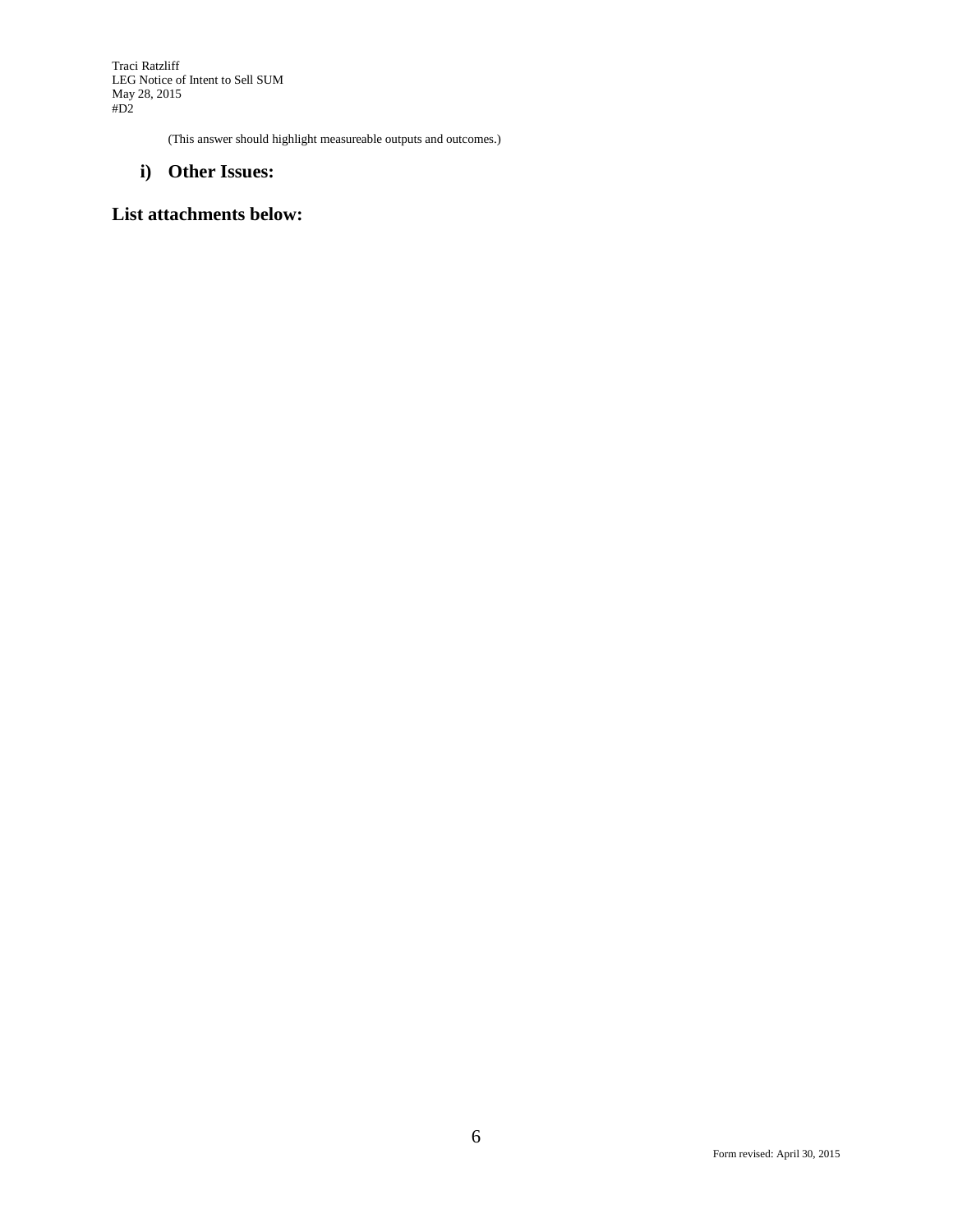(This answer should highlight measureable outputs and outcomes.)

### i) Other Issues:

## List attachments below: